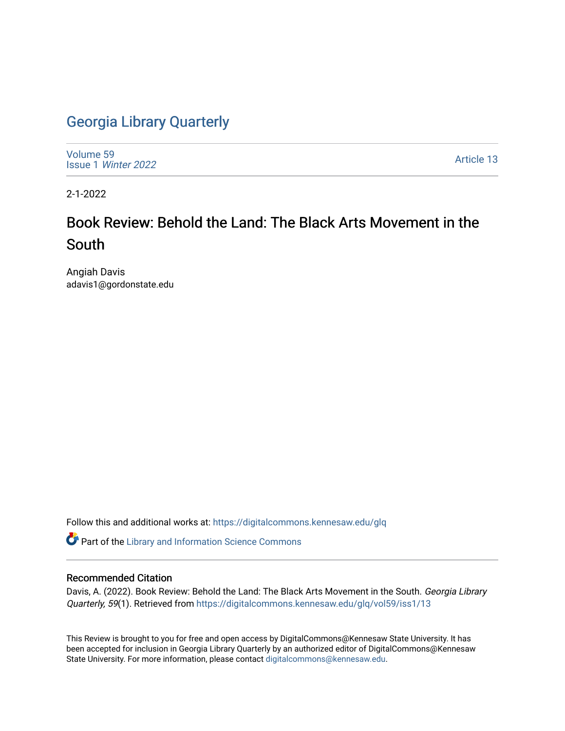# Georgia Library Quarterly

Volume 59
Issue 1 *Winter 2022*

Article 13

2-1-2022

## Book Review: Behold the Land: The Black Arts Movement in the South

Angiah Davis
adavis1@gordonstate.edu

Follow this and additional works at: https://digitalcommons.kennesaw.edu/glq

Part of the Library and Information Science Commons

### Recommended Citation

Davis, A. (2022). Book Review: Behold the Land: The Black Arts Movement in the South. *Georgia Library Quarterly, 59*(1). Retrieved from https://digitalcommons.kennesaw.edu/glq/vol59/iss1/13

This Review is brought to you for free and open access by DigitalCommons@Kennesaw State University. It has been accepted for inclusion in Georgia Library Quarterly by an authorized editor of DigitalCommons@Kennesaw State University. For more information, please contact digitalcommons@kennesaw.edu.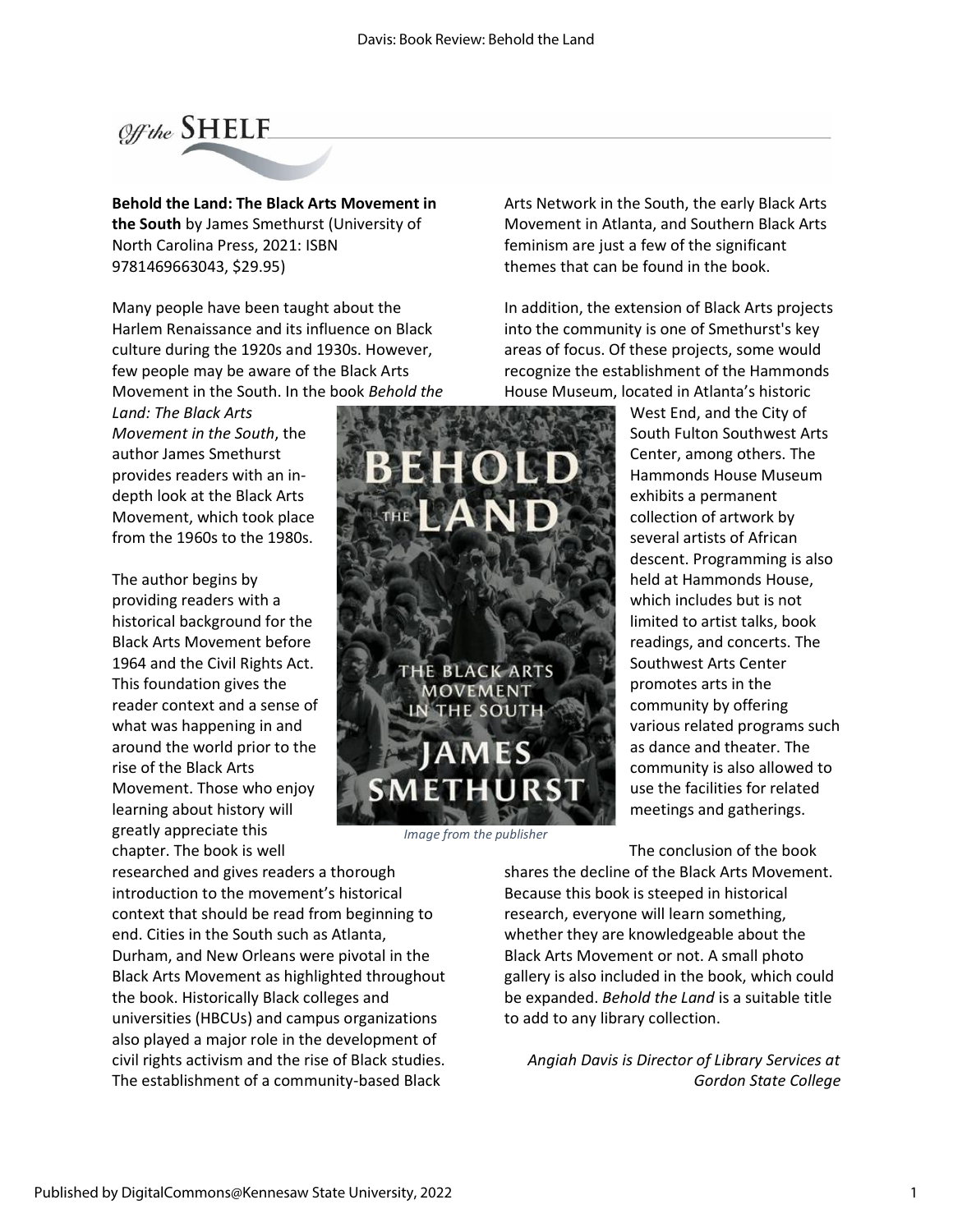*Off the* SHELF

**Behold the Land: The Black Arts Movement in the South** by James Smethurst (University of North Carolina Press, 2021: ISBN 9781469663043, $29.95)

Many people have been taught about the Harlem Renaissance and its influence on Black culture during the 1920s and 1930s. However, few people may be aware of the Black Arts Movement in the South. In the book *Behold the Land: The Black Arts Movement in the South*, the author James Smethurst provides readers with an in-depth look at the Black Arts Movement, which took place from the 1960s to the 1980s.

The author begins by providing readers with a historical background for the Black Arts Movement before 1964 and the Civil Rights Act. This foundation gives the reader context and a sense of what was happening in and around the world prior to the rise of the Black Arts Movement. Those who enjoy learning about history will greatly appreciate this chapter. The book is well researched and gives readers a thorough introduction to the movement's historical context that should be read from beginning to end. Cities in the South such as Atlanta, Durham, and New Orleans were pivotal in the Black Arts Movement as highlighted throughout the book. Historically Black colleges and universities (HBCUs) and campus organizations also played a major role in the development of civil rights activism and the rise of Black studies. The establishment of a community-based Black Arts Network in the South, the early Black Arts Movement in Atlanta, and Southern Black Arts feminism are just a few of the significant themes that can be found in the book.

*Image from the publisher*

In addition, the extension of Black Arts projects into the community is one of Smethurst's key areas of focus. Of these projects, some would recognize the establishment of the Hammonds House Museum, located in Atlanta's historic West End, and the City of South Fulton Southwest Arts Center, among others. The Hammonds House Museum exhibits a permanent collection of artwork by several artists of African descent. Programming is also held at Hammonds House, which includes but is not limited to artist talks, book readings, and concerts. The Southwest Arts Center promotes arts in the community by offering various related programs such as dance and theater. The community is also allowed to use the facilities for related meetings and gatherings.

The conclusion of the book shares the decline of the Black Arts Movement. Because this book is steeped in historical research, everyone will learn something, whether they are knowledgeable about the Black Arts Movement or not. A small photo gallery is also included in the book, which could be expanded. *Behold the Land* is a suitable title to add to any library collection.

*Angiah Davis is Director of Library Services at Gordon State College*